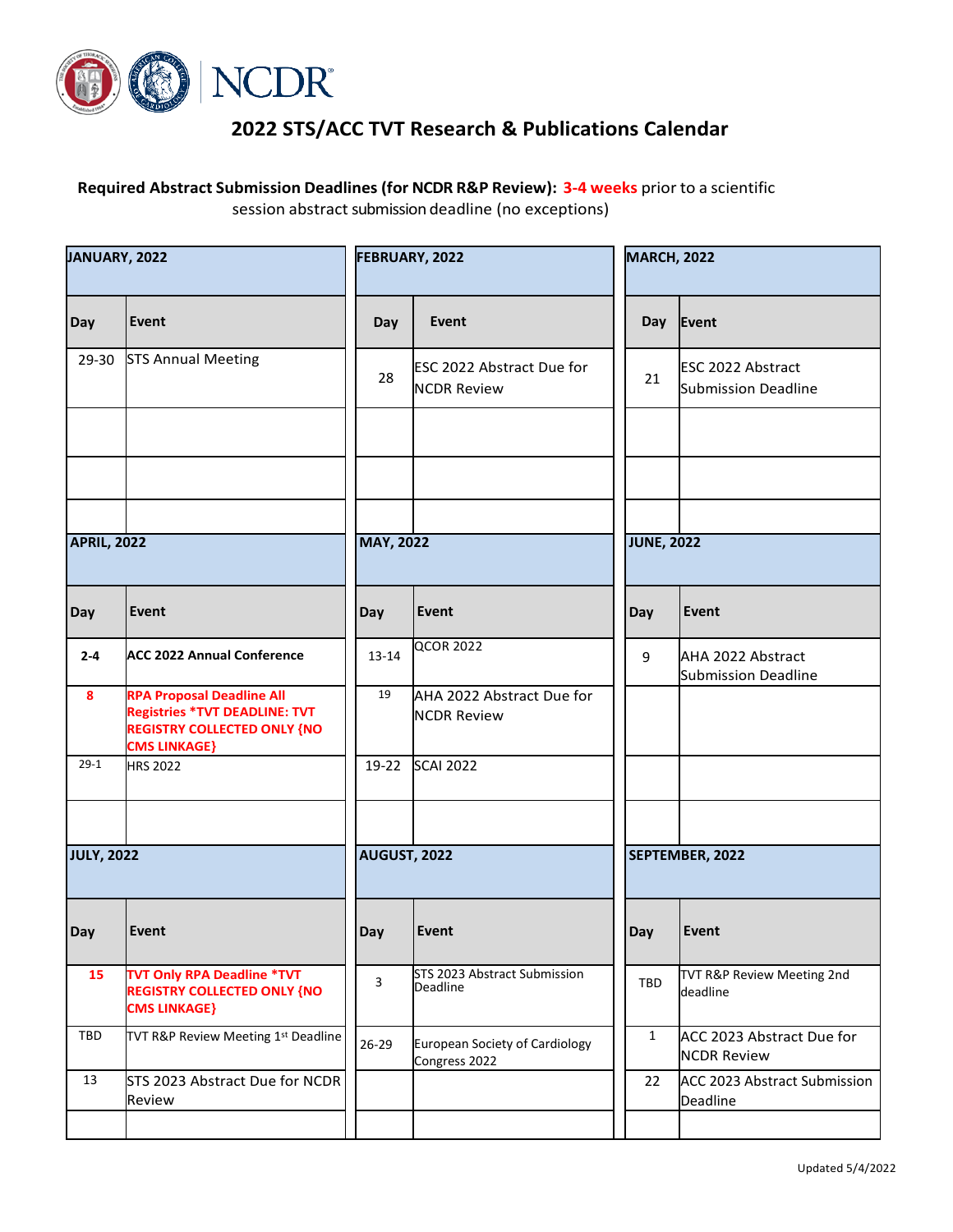# 2022 STS/ACC TVT Research & Publications Calendar

**Required Abstract Submission Deadlines (for NCDR R&P Review): 3-4 weeks** prior to a scientific session abstract submission deadline (no exceptions)

## JANUARY, 2022

| Day | Event |
|---|---|
| 29-30 | STS Annual Meeting |
| | |
| | |
| | |

## FEBRUARY, 2022

| Day | Event |
|---|---|
| 28 | ESC 2022 Abstract Due for NCDR Review |
| | |
| | |
| | |

## MARCH, 2022

| Day | Event |
|---|---|
| 21 | ESC 2022 Abstract Submission Deadline |
| | |
| | |
| | |

## APRIL, 2022

| Day | Event |
|---|---|
| **2-4** | **ACC 2022 Annual Conference** |
| **8** | **RPA Proposal Deadline All Registries *TVT DEADLINE: TVT REGISTRY COLLECTED ONLY {NO CMS LINKAGE}** |
| 29-1 | HRS 2022 |
| | |

## MAY, 2022

| Day | Event |
|---|---|
| 13-14 | QCOR 2022 |
| 19 | AHA 2022 Abstract Due for NCDR Review |
| 19-22 | SCAI 2022 |
| | |

## JUNE, 2022

| Day | Event |
|---|---|
| 9 | AHA 2022 Abstract Submission Deadline |
| | |
| | |
| | |

## JULY, 2022

| Day | Event |
|---|---|
| **15** | **TVT Only RPA Deadline *TVT REGISTRY COLLECTED ONLY {NO CMS LINKAGE}** |
| TBD | TVT R&P Review Meeting 1st Deadline |
| 13 | STS 2023 Abstract Due for NCDR Review |
| | |

## AUGUST, 2022

| Day | Event |
|---|---|
| 3 | STS 2023 Abstract Submission Deadline |
| 26-29 | European Society of Cardiology Congress 2022 |
| | |
| | |

## SEPTEMBER, 2022

| Day | Event |
|---|---|
| TBD | TVT R&P Review Meeting 2nd deadline |
| 1 | ACC 2023 Abstract Due for NCDR Review |
| 22 | ACC 2023 Abstract Submission Deadline |
| | |

Updated 5/4/2022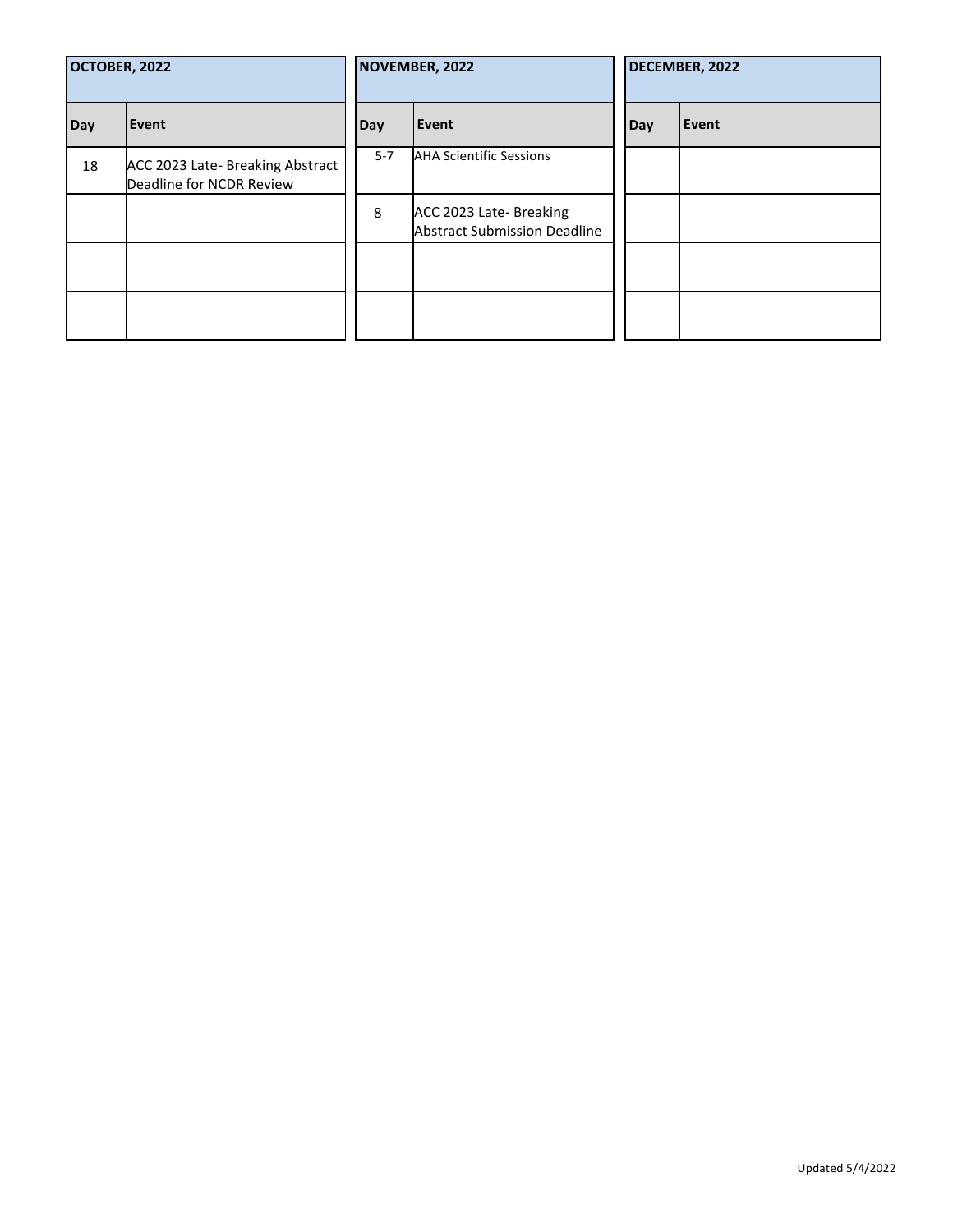| OCTOBER, 2022 | |
|---|---|
| **Day** | **Event** |
| 18 | ACC 2023 Late- Breaking Abstract Deadline for NCDR Review |
| | |
| | |
| | |

| NOVEMBER, 2022 | |
|---|---|
| **Day** | **Event** |
| 5-7 | AHA Scientific Sessions |
| 8 | ACC 2023 Late- Breaking Abstract Submission Deadline |
| | |
| | |

| DECEMBER, 2022 | |
|---|---|
| **Day** | **Event** |
| | |
| | |
| | |
| | |

Updated 5/4/2022